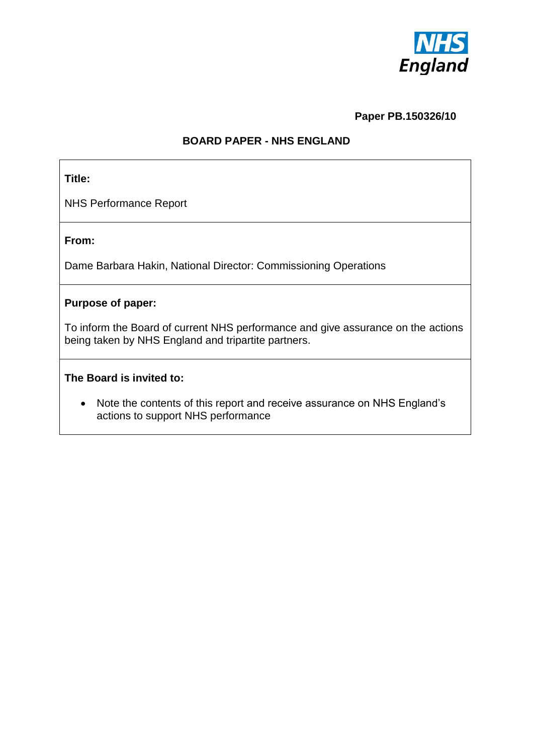NHS England

**Paper PB.150326/10**

**BOARD PAPER - NHS ENGLAND**

**Title:**

NHS Performance Report

**From:**

Dame Barbara Hakin, National Director: Commissioning Operations

**Purpose of paper:**

To inform the Board of current NHS performance and give assurance on the actions being taken by NHS England and tripartite partners.

**The Board is invited to:**

- Note the contents of this report and receive assurance on NHS England's actions to support NHS performance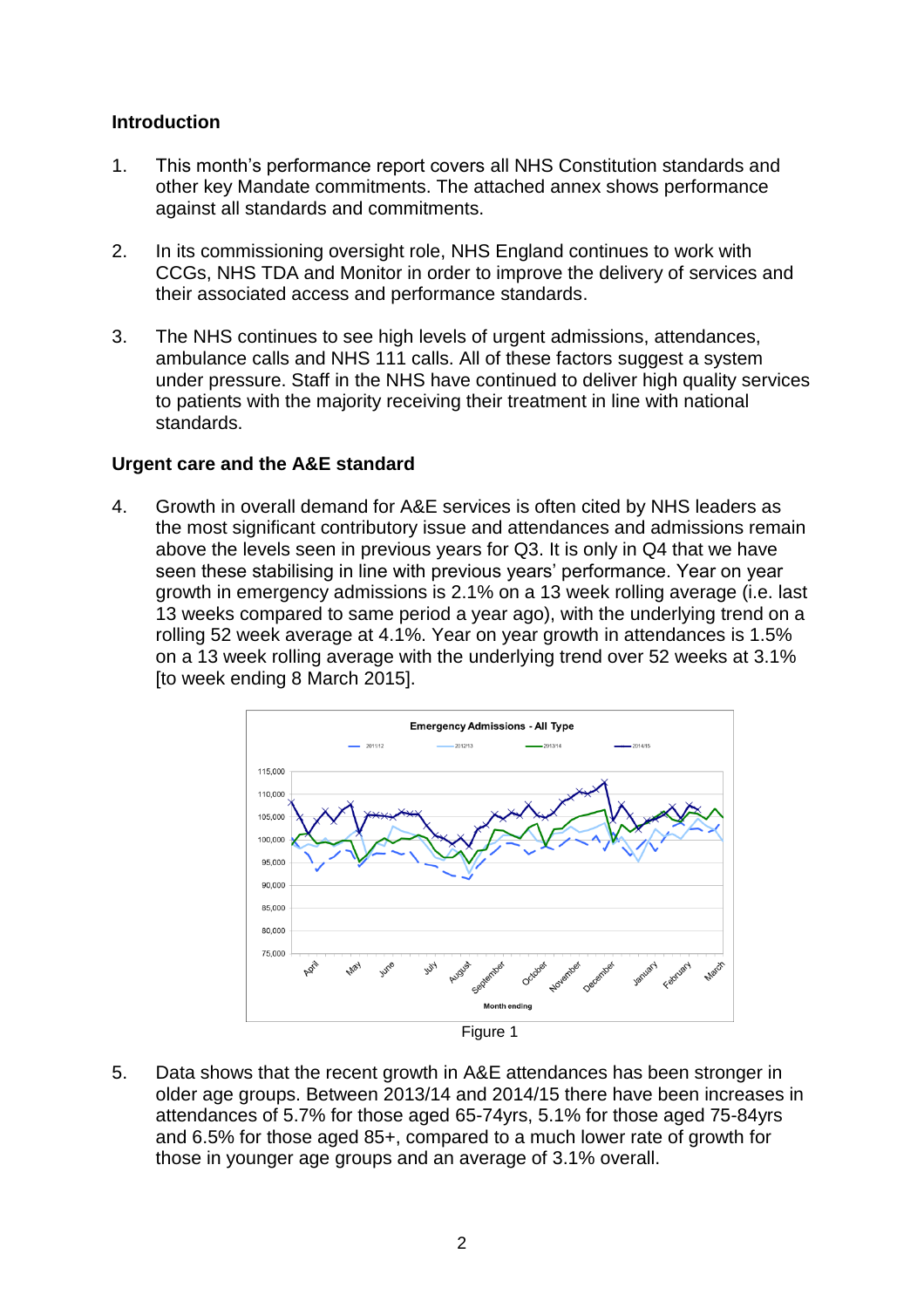## Introduction

1. This month's performance report covers all NHS Constitution standards and other key Mandate commitments. The attached annex shows performance against all standards and commitments.

2. In its commissioning oversight role, NHS England continues to work with CCGs, NHS TDA and Monitor in order to improve the delivery of services and their associated access and performance standards.

3. The NHS continues to see high levels of urgent admissions, attendances, ambulance calls and NHS 111 calls. All of these factors suggest a system under pressure. Staff in the NHS have continued to deliver high quality services to patients with the majority receiving their treatment in line with national standards.

## Urgent care and the A&E standard

4. Growth in overall demand for A&E services is often cited by NHS leaders as the most significant contributory issue and attendances and admissions remain above the levels seen in previous years for Q3. It is only in Q4 that we have seen these stabilising in line with previous years' performance. Year on year growth in emergency admissions is 2.1% on a 13 week rolling average (i.e. last 13 weeks compared to same period a year ago), with the underlying trend on a rolling 52 week average at 4.1%. Year on year growth in attendances is 1.5% on a 13 week rolling average with the underlying trend over 52 weeks at 3.1% [to week ending 8 March 2015].

Figure 1

5. Data shows that the recent growth in A&E attendances has been stronger in older age groups. Between 2013/14 and 2014/15 there have been increases in attendances of 5.7% for those aged 65-74yrs, 5.1% for those aged 75-84yrs and 6.5% for those aged 85+, compared to a much lower rate of growth for those in younger age groups and an average of 3.1% overall.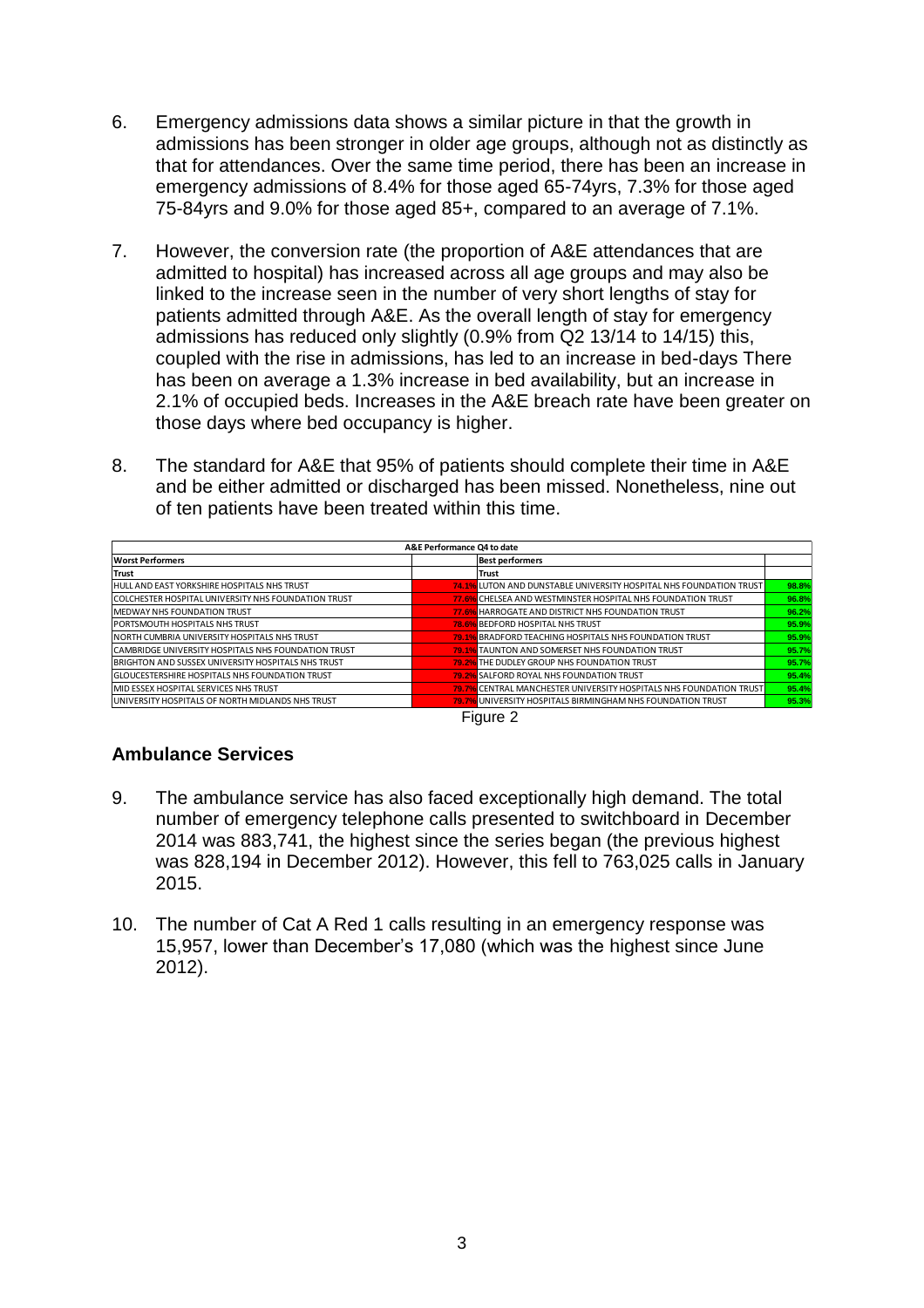6. Emergency admissions data shows a similar picture in that the growth in admissions has been stronger in older age groups, although not as distinctly as that for attendances. Over the same time period, there has been an increase in emergency admissions of 8.4% for those aged 65-74yrs, 7.3% for those aged 75-84yrs and 9.0% for those aged 85+, compared to an average of 7.1%.

7. However, the conversion rate (the proportion of A&E attendances that are admitted to hospital) has increased across all age groups and may also be linked to the increase seen in the number of very short lengths of stay for patients admitted through A&E. As the overall length of stay for emergency admissions has reduced only slightly (0.9% from Q2 13/14 to 14/15) this, coupled with the rise in admissions, has led to an increase in bed-days There has been on average a 1.3% increase in bed availability, but an increase in 2.1% of occupied beds. Increases in the A&E breach rate have been greater on those days where bed occupancy is higher.

8. The standard for A&E that 95% of patients should complete their time in A&E and be either admitted or discharged has been missed. Nonetheless, nine out of ten patients have been treated within this time.

| A&E Performance Q4 to date | | | |
|---|---|---|---|
| **Worst Performers** | | **Best performers** | |
| **Trust** | | **Trust** | |
| HULL AND EAST YORKSHIRE HOSPITALS NHS TRUST | 74.1% | LUTON AND DUNSTABLE UNIVERSITY HOSPITAL NHS FOUNDATION TRUST | 98.8% |
| COLCHESTER HOSPITAL UNIVERSITY NHS FOUNDATION TRUST | 77.6% | CHELSEA AND WESTMINSTER HOSPITAL NHS FOUNDATION TRUST | 96.8% |
| MEDWAY NHS FOUNDATION TRUST | 77.6% | HARROGATE AND DISTRICT NHS FOUNDATION TRUST | 96.2% |
| PORTSMOUTH HOSPITALS NHS TRUST | 78.6% | BEDFORD HOSPITAL NHS TRUST | 95.9% |
| NORTH CUMBRIA UNIVERSITY HOSPITALS NHS TRUST | 79.1% | BRADFORD TEACHING HOSPITALS NHS FOUNDATION TRUST | 95.9% |
| CAMBRIDGE UNIVERSITY HOSPITALS NHS FOUNDATION TRUST | 79.1% | TAUNTON AND SOMERSET NHS FOUNDATION TRUST | 95.7% |
| BRIGHTON AND SUSSEX UNIVERSITY HOSPITALS NHS TRUST | 79.2% | THE DUDLEY GROUP NHS FOUNDATION TRUST | 95.7% |
| GLOUCESTERSHIRE HOSPITALS NHS FOUNDATION TRUST | 79.2% | SALFORD ROYAL NHS FOUNDATION TRUST | 95.4% |
| MID ESSEX HOSPITAL SERVICES NHS TRUST | 79.7% | CENTRAL MANCHESTER UNIVERSITY HOSPITALS NHS FOUNDATION TRUST | 95.4% |
| UNIVERSITY HOSPITALS OF NORTH MIDLANDS NHS TRUST | 79.7% | UNIVERSITY HOSPITALS BIRMINGHAM NHS FOUNDATION TRUST | 95.3% |

Figure 2

## Ambulance Services

9. The ambulance service has also faced exceptionally high demand. The total number of emergency telephone calls presented to switchboard in December 2014 was 883,741, the highest since the series began (the previous highest was 828,194 in December 2012). However, this fell to 763,025 calls in January 2015.

10. The number of Cat A Red 1 calls resulting in an emergency response was 15,957, lower than December's 17,080 (which was the highest since June 2012).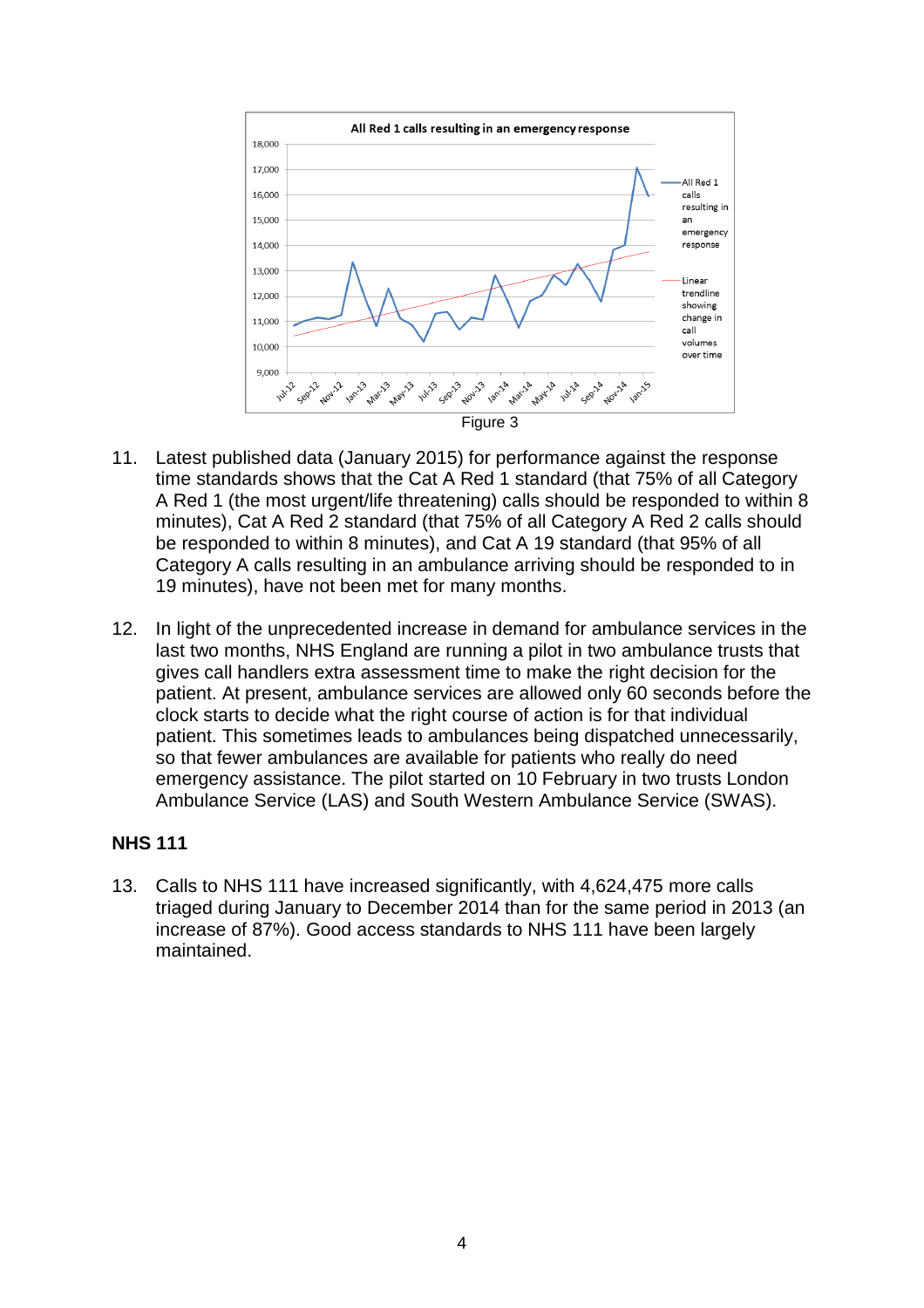All Red 1 calls resulting in an emergency response

18,000
17,000
16,000
15,000
14,000
13,000
12,000
11,000
10,000
9,000

Jul-12 Sep-12 Nov-12 Jan-13 Mar-13 May-13 Jul-13 Sep-13 Nov-13 Jan-14 Mar-14 May-14 Jul-14 Sep-14 Nov-14 Jan-15

All Red 1 calls resulting in an emergency response

Linear trendline showing change in call volumes over time

Figure 3

11. Latest published data (January 2015) for performance against the response time standards shows that the Cat A Red 1 standard (that 75% of all Category A Red 1 (the most urgent/life threatening) calls should be responded to within 8 minutes), Cat A Red 2 standard (that 75% of all Category A Red 2 calls should be responded to within 8 minutes), and Cat A 19 standard (that 95% of all Category A calls resulting in an ambulance arriving should be responded to in 19 minutes), have not been met for many months.

12. In light of the unprecedented increase in demand for ambulance services in the last two months, NHS England are running a pilot in two ambulance trusts that gives call handlers extra assessment time to make the right decision for the patient. At present, ambulance services are allowed only 60 seconds before the clock starts to decide what the right course of action is for that individual patient. This sometimes leads to ambulances being dispatched unnecessarily, so that fewer ambulances are available for patients who really do need emergency assistance. The pilot started on 10 February in two trusts London Ambulance Service (LAS) and South Western Ambulance Service (SWAS).

**NHS 111**

13. Calls to NHS 111 have increased significantly, with 4,624,475 more calls triaged during January to December 2014 than for the same period in 2013 (an increase of 87%). Good access standards to NHS 111 have been largely maintained.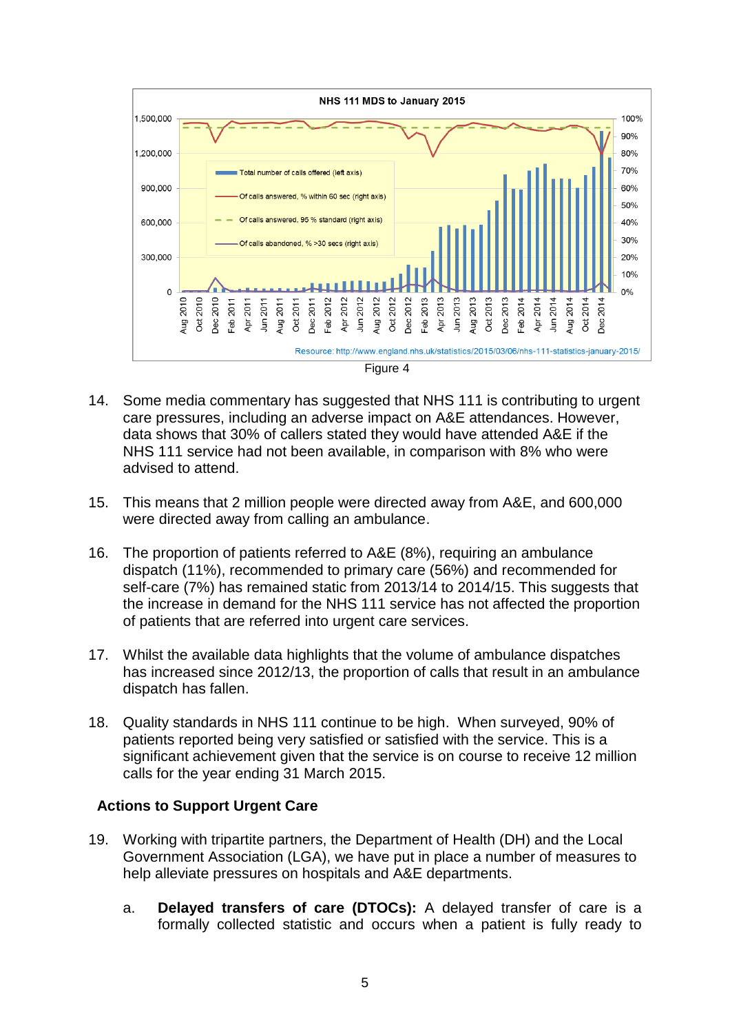NHS 111 MDS to January 2015

1,500,000
1,200,000
900,000
600,000
300,000
0

100%
90%
80%
70%
60%
50%
40%
30%
20%
10%
0%

Total number of calls offered (left axis)
Of calls answered, % within 60 sec (right axis)
Of calls answered, 95 % standard (right axis)
Of calls abandoned, % >30 secs (right axis)

Aug 2010, Oct 2010, Dec 2010, Feb 2011, Apr 2011, Jun 2011, Aug 2011, Oct 2011, Dec 2011, Feb 2012, Apr 2012, Jun 2012, Aug 2012, Oct 2012, Dec 2012, Feb 2013, Apr 2013, Jun 2013, Aug 2013, Oct 2013, Dec 2013, Feb 2014, Apr 2014, Jun 2014, Aug 2014, Oct 2014, Dec 2014

Resource: http://www.england.nhs.uk/statistics/2015/03/06/nhs-111-statistics-january-2015/

Figure 4

14. Some media commentary has suggested that NHS 111 is contributing to urgent care pressures, including an adverse impact on A&E attendances. However, data shows that 30% of callers stated they would have attended A&E if the NHS 111 service had not been available, in comparison with 8% who were advised to attend.

15. This means that 2 million people were directed away from A&E, and 600,000 were directed away from calling an ambulance.

16. The proportion of patients referred to A&E (8%), requiring an ambulance dispatch (11%), recommended to primary care (56%) and recommended for self-care (7%) has remained static from 2013/14 to 2014/15. This suggests that the increase in demand for the NHS 111 service has not affected the proportion of patients that are referred into urgent care services.

17. Whilst the available data highlights that the volume of ambulance dispatches has increased since 2012/13, the proportion of calls that result in an ambulance dispatch has fallen.

18. Quality standards in NHS 111 continue to be high. When surveyed, 90% of patients reported being very satisfied or satisfied with the service. This is a significant achievement given that the service is on course to receive 12 million calls for the year ending 31 March 2015.

### Actions to Support Urgent Care

19. Working with tripartite partners, the Department of Health (DH) and the Local Government Association (LGA), we have put in place a number of measures to help alleviate pressures on hospitals and A&E departments.

    a. **Delayed transfers of care (DTOCs):** A delayed transfer of care is a formally collected statistic and occurs when a patient is fully ready to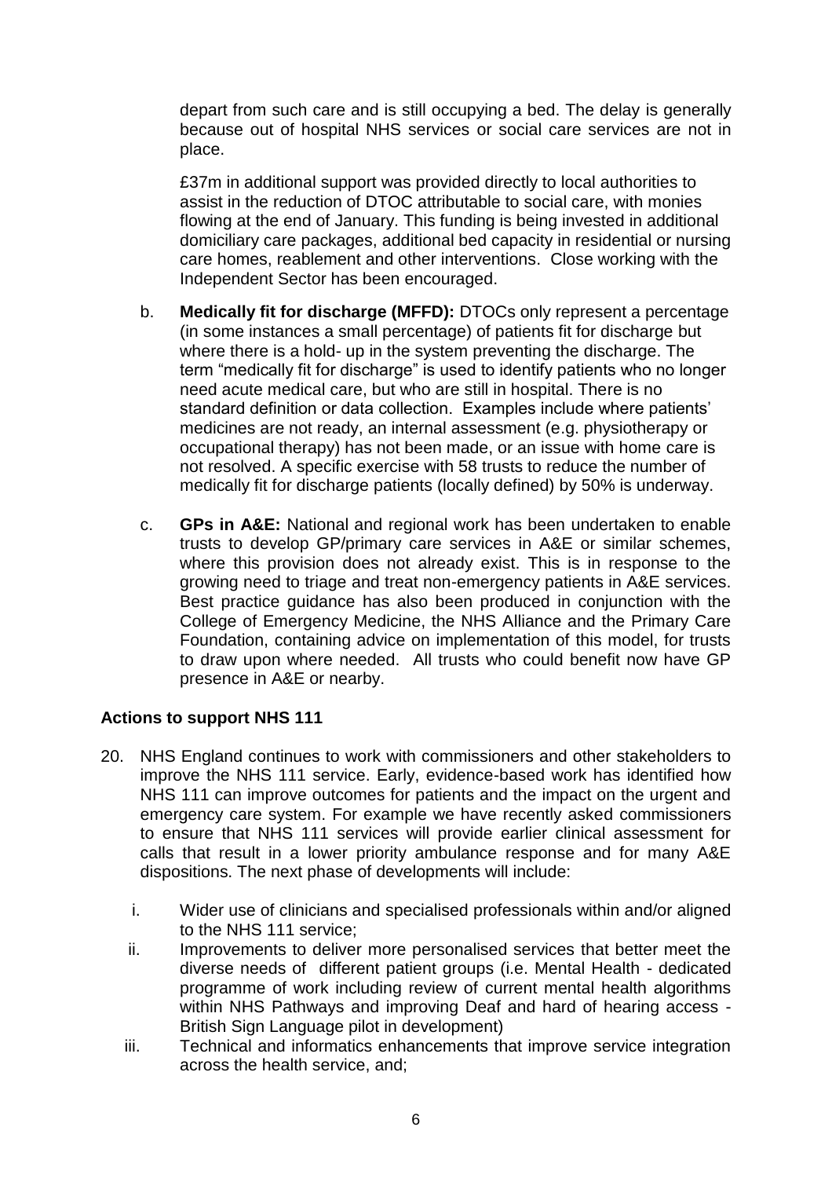depart from such care and is still occupying a bed. The delay is generally because out of hospital NHS services or social care services are not in place.

£37m in additional support was provided directly to local authorities to assist in the reduction of DTOC attributable to social care, with monies flowing at the end of January. This funding is being invested in additional domiciliary care packages, additional bed capacity in residential or nursing care homes, reablement and other interventions. Close working with the Independent Sector has been encouraged.

b. **Medically fit for discharge (MFFD):** DTOCs only represent a percentage (in some instances a small percentage) of patients fit for discharge but where there is a hold- up in the system preventing the discharge. The term "medically fit for discharge" is used to identify patients who no longer need acute medical care, but who are still in hospital. There is no standard definition or data collection. Examples include where patients' medicines are not ready, an internal assessment (e.g. physiotherapy or occupational therapy) has not been made, or an issue with home care is not resolved. A specific exercise with 58 trusts to reduce the number of medically fit for discharge patients (locally defined) by 50% is underway.

c. **GPs in A&E:** National and regional work has been undertaken to enable trusts to develop GP/primary care services in A&E or similar schemes, where this provision does not already exist. This is in response to the growing need to triage and treat non-emergency patients in A&E services. Best practice guidance has also been produced in conjunction with the College of Emergency Medicine, the NHS Alliance and the Primary Care Foundation, containing advice on implementation of this model, for trusts to draw upon where needed. All trusts who could benefit now have GP presence in A&E or nearby.

**Actions to support NHS 111**

20. NHS England continues to work with commissioners and other stakeholders to improve the NHS 111 service. Early, evidence-based work has identified how NHS 111 can improve outcomes for patients and the impact on the urgent and emergency care system. For example we have recently asked commissioners to ensure that NHS 111 services will provide earlier clinical assessment for calls that result in a lower priority ambulance response and for many A&E dispositions. The next phase of developments will include:

   i. Wider use of clinicians and specialised professionals within and/or aligned to the NHS 111 service;
   ii. Improvements to deliver more personalised services that better meet the diverse needs of different patient groups (i.e. Mental Health - dedicated programme of work including review of current mental health algorithms within NHS Pathways and improving Deaf and hard of hearing access - British Sign Language pilot in development)
   iii. Technical and informatics enhancements that improve service integration across the health service, and;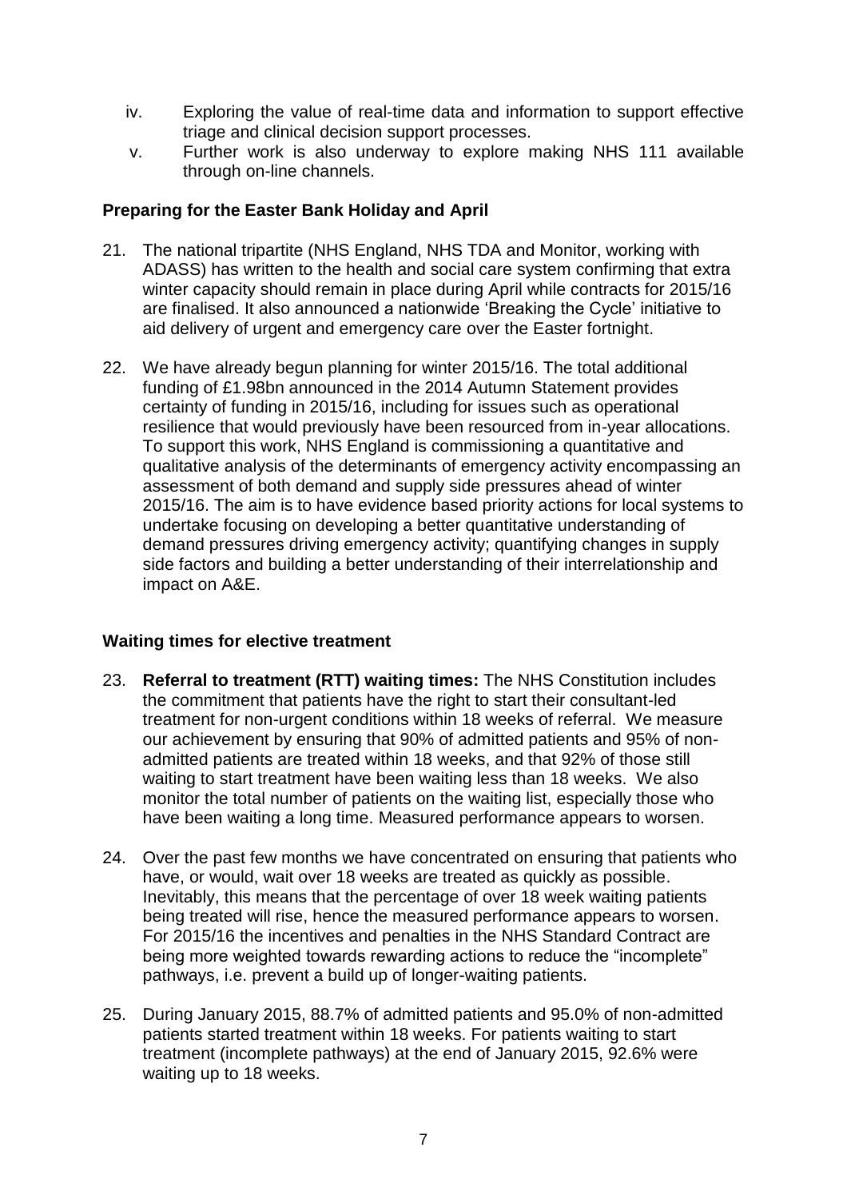iv. Exploring the value of real-time data and information to support effective triage and clinical decision support processes.

v. Further work is also underway to explore making NHS 111 available through on-line channels.

**Preparing for the Easter Bank Holiday and April**

21. The national tripartite (NHS England, NHS TDA and Monitor, working with ADASS) has written to the health and social care system confirming that extra winter capacity should remain in place during April while contracts for 2015/16 are finalised. It also announced a nationwide 'Breaking the Cycle' initiative to aid delivery of urgent and emergency care over the Easter fortnight.

22. We have already begun planning for winter 2015/16. The total additional funding of £1.98bn announced in the 2014 Autumn Statement provides certainty of funding in 2015/16, including for issues such as operational resilience that would previously have been resourced from in-year allocations. To support this work, NHS England is commissioning a quantitative and qualitative analysis of the determinants of emergency activity encompassing an assessment of both demand and supply side pressures ahead of winter 2015/16. The aim is to have evidence based priority actions for local systems to undertake focusing on developing a better quantitative understanding of demand pressures driving emergency activity; quantifying changes in supply side factors and building a better understanding of their interrelationship and impact on A&E.

**Waiting times for elective treatment**

23. **Referral to treatment (RTT) waiting times:** The NHS Constitution includes the commitment that patients have the right to start their consultant-led treatment for non-urgent conditions within 18 weeks of referral. We measure our achievement by ensuring that 90% of admitted patients and 95% of non-admitted patients are treated within 18 weeks, and that 92% of those still waiting to start treatment have been waiting less than 18 weeks. We also monitor the total number of patients on the waiting list, especially those who have been waiting a long time. Measured performance appears to worsen.

24. Over the past few months we have concentrated on ensuring that patients who have, or would, wait over 18 weeks are treated as quickly as possible. Inevitably, this means that the percentage of over 18 week waiting patients being treated will rise, hence the measured performance appears to worsen. For 2015/16 the incentives and penalties in the NHS Standard Contract are being more weighted towards rewarding actions to reduce the "incomplete" pathways, i.e. prevent a build up of longer-waiting patients.

25. During January 2015, 88.7% of admitted patients and 95.0% of non-admitted patients started treatment within 18 weeks. For patients waiting to start treatment (incomplete pathways) at the end of January 2015, 92.6% were waiting up to 18 weeks.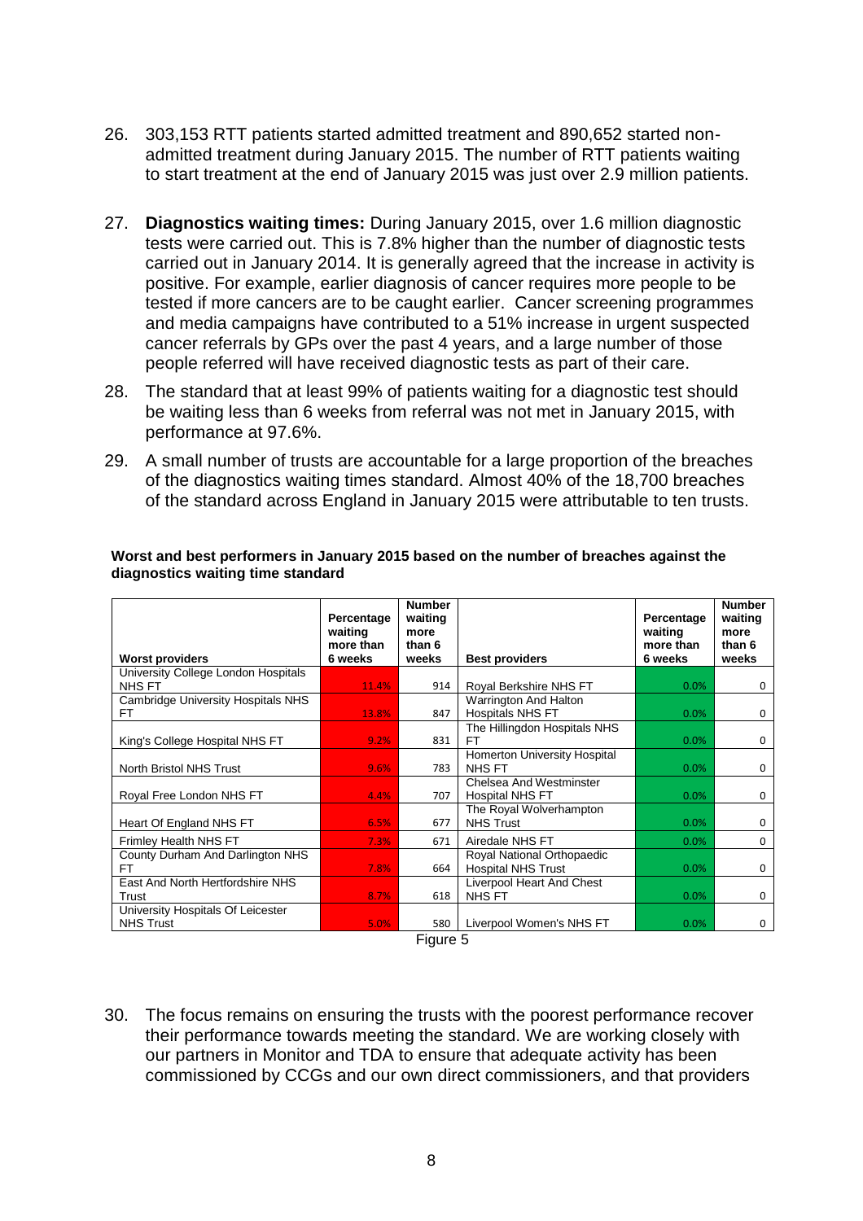26. 303,153 RTT patients started admitted treatment and 890,652 started non-admitted treatment during January 2015. The number of RTT patients waiting to start treatment at the end of January 2015 was just over 2.9 million patients.

27. **Diagnostics waiting times:** During January 2015, over 1.6 million diagnostic tests were carried out. This is 7.8% higher than the number of diagnostic tests carried out in January 2014. It is generally agreed that the increase in activity is positive. For example, earlier diagnosis of cancer requires more people to be tested if more cancers are to be caught earlier. Cancer screening programmes and media campaigns have contributed to a 51% increase in urgent suspected cancer referrals by GPs over the past 4 years, and a large number of those people referred will have received diagnostic tests as part of their care.

28. The standard that at least 99% of patients waiting for a diagnostic test should be waiting less than 6 weeks from referral was not met in January 2015, with performance at 97.6%.

29. A small number of trusts are accountable for a large proportion of the breaches of the diagnostics waiting times standard. Almost 40% of the 18,700 breaches of the standard across England in January 2015 were attributable to ten trusts.

**Worst and best performers in January 2015 based on the number of breaches against the diagnostics waiting time standard**

| Worst providers | Percentage waiting more than 6 weeks | Number waiting more than 6 weeks | Best providers | Percentage waiting more than 6 weeks | Number waiting more than 6 weeks |
|---|---|---|---|---|---|
| University College London Hospitals NHS FT | 11.4% | 914 | Royal Berkshire NHS FT | 0.0% | 0 |
| Cambridge University Hospitals NHS FT | 13.8% | 847 | Warrington And Halton Hospitals NHS FT | 0.0% | 0 |
| King's College Hospital NHS FT | 9.2% | 831 | The Hillingdon Hospitals NHS FT | 0.0% | 0 |
| North Bristol NHS Trust | 9.6% | 783 | Homerton University Hospital NHS FT | 0.0% | 0 |
| Royal Free London NHS FT | 4.4% | 707 | Chelsea And Westminster Hospital NHS FT | 0.0% | 0 |
| Heart Of England NHS FT | 6.5% | 677 | The Royal Wolverhampton NHS Trust | 0.0% | 0 |
| Frimley Health NHS FT | 7.3% | 671 | Airedale NHS FT | 0.0% | 0 |
| County Durham And Darlington NHS FT | 7.8% | 664 | Royal National Orthopaedic Hospital NHS Trust | 0.0% | 0 |
| East And North Hertfordshire NHS Trust | 8.7% | 618 | Liverpool Heart And Chest NHS FT | 0.0% | 0 |
| University Hospitals Of Leicester NHS Trust | 5.0% | 580 | Liverpool Women's NHS FT | 0.0% | 0 |

Figure 5

30. The focus remains on ensuring the trusts with the poorest performance recover their performance towards meeting the standard. We are working closely with our partners in Monitor and TDA to ensure that adequate activity has been commissioned by CCGs and our own direct commissioners, and that providers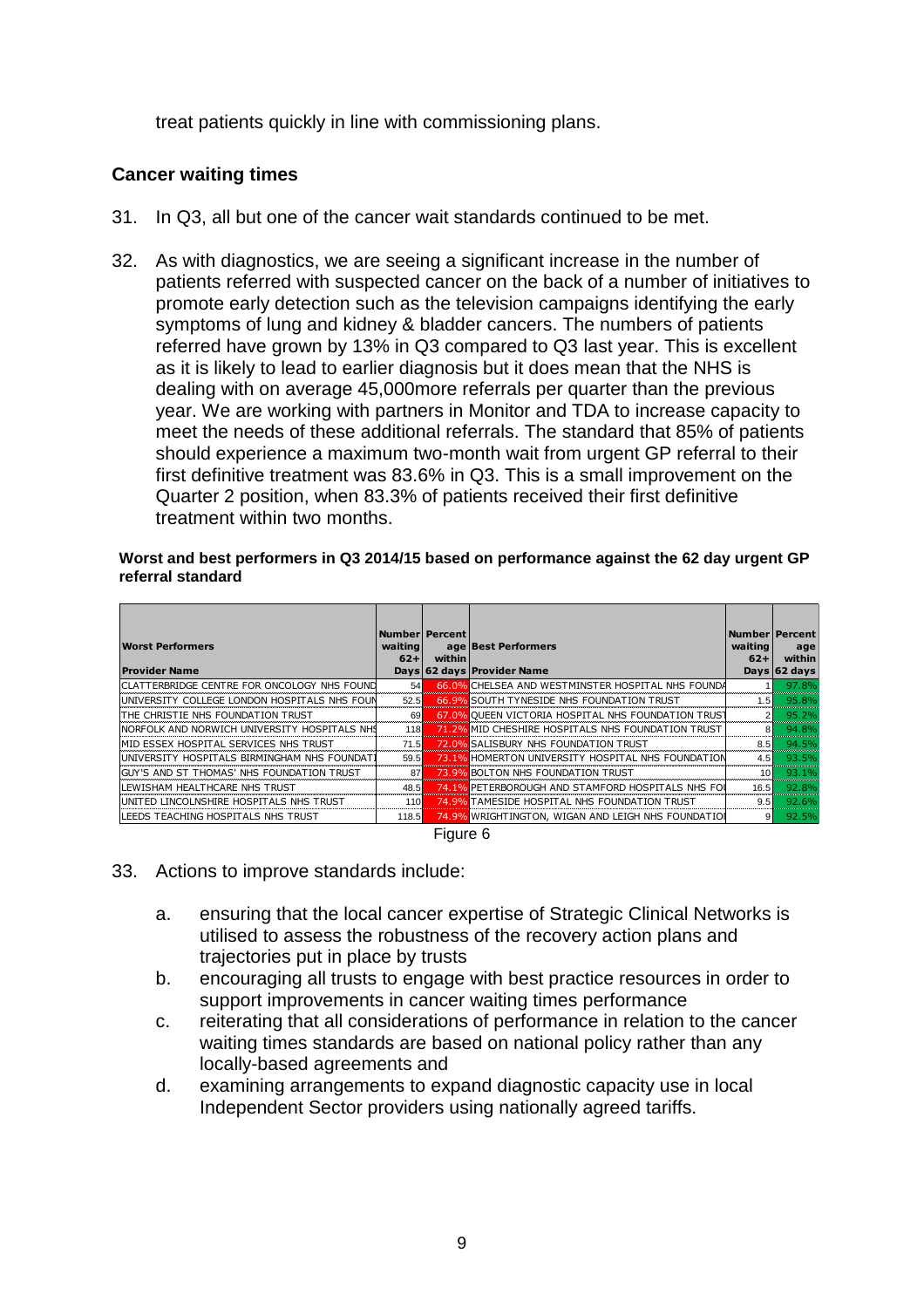treat patients quickly in line with commissioning plans.

## Cancer waiting times

31. In Q3, all but one of the cancer wait standards continued to be met.

32. As with diagnostics, we are seeing a significant increase in the number of patients referred with suspected cancer on the back of a number of initiatives to promote early detection such as the television campaigns identifying the early symptoms of lung and kidney & bladder cancers. The numbers of patients referred have grown by 13% in Q3 compared to Q3 last year. This is excellent as it is likely to lead to earlier diagnosis but it does mean that the NHS is dealing with on average 45,000more referrals per quarter than the previous year. We are working with partners in Monitor and TDA to increase capacity to meet the needs of these additional referrals. The standard that 85% of patients should experience a maximum two-month wait from urgent GP referral to their first definitive treatment was 83.6% in Q3. This is a small improvement on the Quarter 2 position, when 83.3% of patients received their first definitive treatment within two months.

**Worst and best performers in Q3 2014/15 based on performance against the 62 day urgent GP referral standard**

| Worst Performers<br>Provider Name | Number waiting 62+ Days | Percentage within 62 days | Best Performers<br>Provider Name | Number waiting 62+ Days | Percentage within 62 days |
|---|---|---|---|---|---|
| CLATTERBRIDGE CENTRE FOR ONCOLOGY NHS FOUND | 54 | 66.0% | CHELSEA AND WESTMINSTER HOSPITAL NHS FOUNDA | 1 | 97.8% |
| UNIVERSITY COLLEGE LONDON HOSPITALS NHS FOUN | 52.5 | 66.9% | SOUTH TYNESIDE NHS FOUNDATION TRUST | 1.5 | 95.8% |
| THE CHRISTIE NHS FOUNDATION TRUST | 69 | 67.0% | QUEEN VICTORIA HOSPITAL NHS FOUNDATION TRUST | 2 | 95.2% |
| NORFOLK AND NORWICH UNIVERSITY HOSPITALS NHS | 118 | 71.2% | MID CHESHIRE HOSPITALS NHS FOUNDATION TRUST | 8 | 94.8% |
| MID ESSEX HOSPITAL SERVICES NHS TRUST | 71.5 | 72.0% | SALISBURY NHS FOUNDATION TRUST | 8.5 | 94.5% |
| UNIVERSITY HOSPITALS BIRMINGHAM NHS FOUNDATI | 59.5 | 73.1% | HOMERTON UNIVERSITY HOSPITAL NHS FOUNDATION | 4.5 | 93.5% |
| GUY'S AND ST THOMAS' NHS FOUNDATION TRUST | 87 | 73.9% | BOLTON NHS FOUNDATION TRUST | 10 | 93.1% |
| LEWISHAM HEALTHCARE NHS TRUST | 48.5 | 74.1% | PETERBOROUGH AND STAMFORD HOSPITALS NHS FOU | 16.5 | 92.8% |
| UNITED LINCOLNSHIRE HOSPITALS NHS TRUST | 110 | 74.9% | TAMESIDE HOSPITAL NHS FOUNDATION TRUST | 9.5 | 92.6% |
| LEEDS TEACHING HOSPITALS NHS TRUST | 118.5 | 74.9% | WRIGHTINGTON, WIGAN AND LEIGH NHS FOUNDATIO | 9 | 92.5% |

Figure 6

33. Actions to improve standards include:

    a. ensuring that the local cancer expertise of Strategic Clinical Networks is utilised to assess the robustness of the recovery action plans and trajectories put in place by trusts
    b. encouraging all trusts to engage with best practice resources in order to support improvements in cancer waiting times performance
    c. reiterating that all considerations of performance in relation to the cancer waiting times standards are based on national policy rather than any locally-based agreements and
    d. examining arrangements to expand diagnostic capacity use in local Independent Sector providers using nationally agreed tariffs.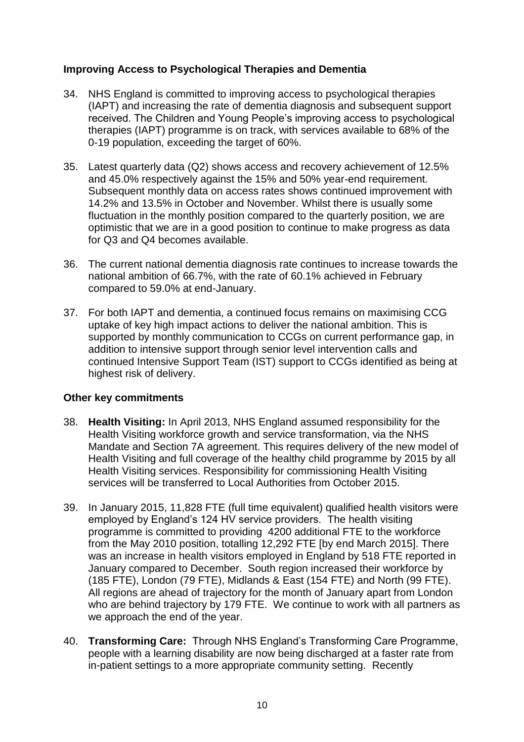### Improving Access to Psychological Therapies and Dementia

34. NHS England is committed to improving access to psychological therapies (IAPT) and increasing the rate of dementia diagnosis and subsequent support received. The Children and Young People's improving access to psychological therapies (IAPT) programme is on track, with services available to 68% of the 0-19 population, exceeding the target of 60%.

35. Latest quarterly data (Q2) shows access and recovery achievement of 12.5% and 45.0% respectively against the 15% and 50% year-end requirement. Subsequent monthly data on access rates shows continued improvement with 14.2% and 13.5% in October and November. Whilst there is usually some fluctuation in the monthly position compared to the quarterly position, we are optimistic that we are in a good position to continue to make progress as data for Q3 and Q4 becomes available.

36. The current national dementia diagnosis rate continues to increase towards the national ambition of 66.7%, with the rate of 60.1% achieved in February compared to 59.0% at end-January.

37. For both IAPT and dementia, a continued focus remains on maximising CCG uptake of key high impact actions to deliver the national ambition. This is supported by monthly communication to CCGs on current performance gap, in addition to intensive support through senior level intervention calls and continued Intensive Support Team (IST) support to CCGs identified as being at highest risk of delivery.

### Other key commitments

38. **Health Visiting:** In April 2013, NHS England assumed responsibility for the Health Visiting workforce growth and service transformation, via the NHS Mandate and Section 7A agreement. This requires delivery of the new model of Health Visiting and full coverage of the healthy child programme by 2015 by all Health Visiting services. Responsibility for commissioning Health Visiting services will be transferred to Local Authorities from October 2015.

39. In January 2015, 11,828 FTE (full time equivalent) qualified health visitors were employed by England's 124 HV service providers. The health visiting programme is committed to providing 4200 additional FTE to the workforce from the May 2010 position, totalling 12,292 FTE [by end March 2015]. There was an increase in health visitors employed in England by 518 FTE reported in January compared to December. South region increased their workforce by (185 FTE), London (79 FTE), Midlands & East (154 FTE) and North (99 FTE). All regions are ahead of trajectory for the month of January apart from London who are behind trajectory by 179 FTE. We continue to work with all partners as we approach the end of the year.

40. **Transforming Care:** Through NHS England's Transforming Care Programme, people with a learning disability are now being discharged at a faster rate from in-patient settings to a more appropriate community setting. Recently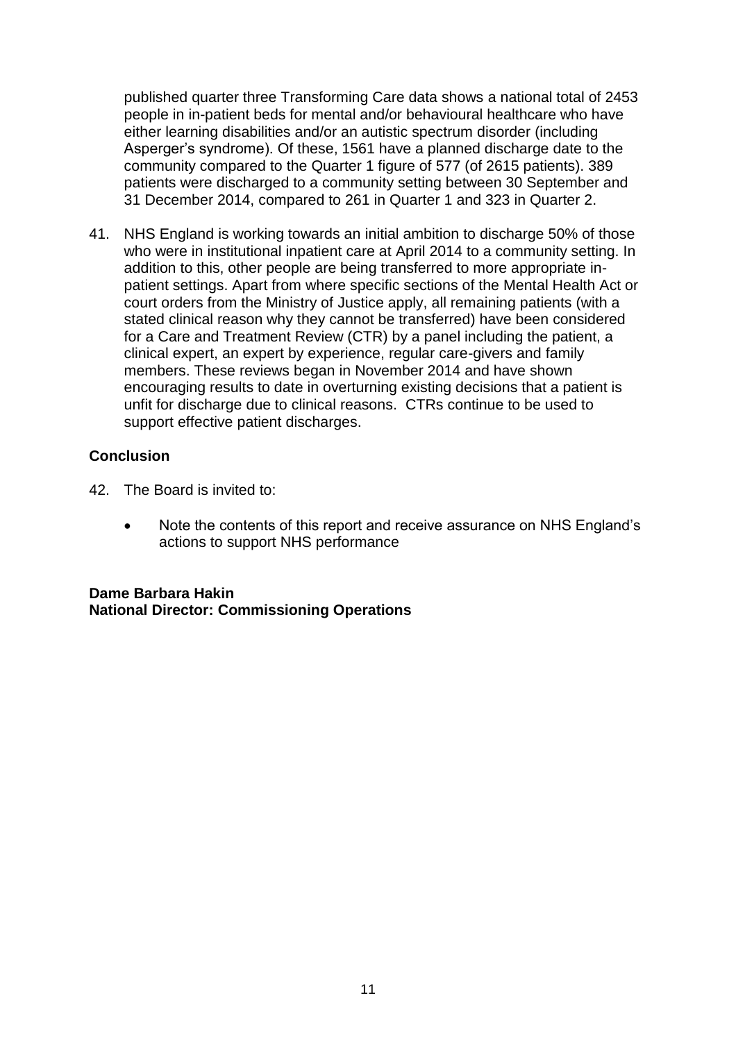published quarter three Transforming Care data shows a national total of 2453 people in in-patient beds for mental and/or behavioural healthcare who have either learning disabilities and/or an autistic spectrum disorder (including Asperger's syndrome). Of these, 1561 have a planned discharge date to the community compared to the Quarter 1 figure of 577 (of 2615 patients). 389 patients were discharged to a community setting between 30 September and 31 December 2014, compared to 261 in Quarter 1 and 323 in Quarter 2.

41. NHS England is working towards an initial ambition to discharge 50% of those who were in institutional inpatient care at April 2014 to a community setting. In addition to this, other people are being transferred to more appropriate in-patient settings. Apart from where specific sections of the Mental Health Act or court orders from the Ministry of Justice apply, all remaining patients (with a stated clinical reason why they cannot be transferred) have been considered for a Care and Treatment Review (CTR) by a panel including the patient, a clinical expert, an expert by experience, regular care-givers and family members. These reviews began in November 2014 and have shown encouraging results to date in overturning existing decisions that a patient is unfit for discharge due to clinical reasons. CTRs continue to be used to support effective patient discharges.

## Conclusion

42. The Board is invited to:

- Note the contents of this report and receive assurance on NHS England's actions to support NHS performance

**Dame Barbara Hakin**
**National Director: Commissioning Operations**